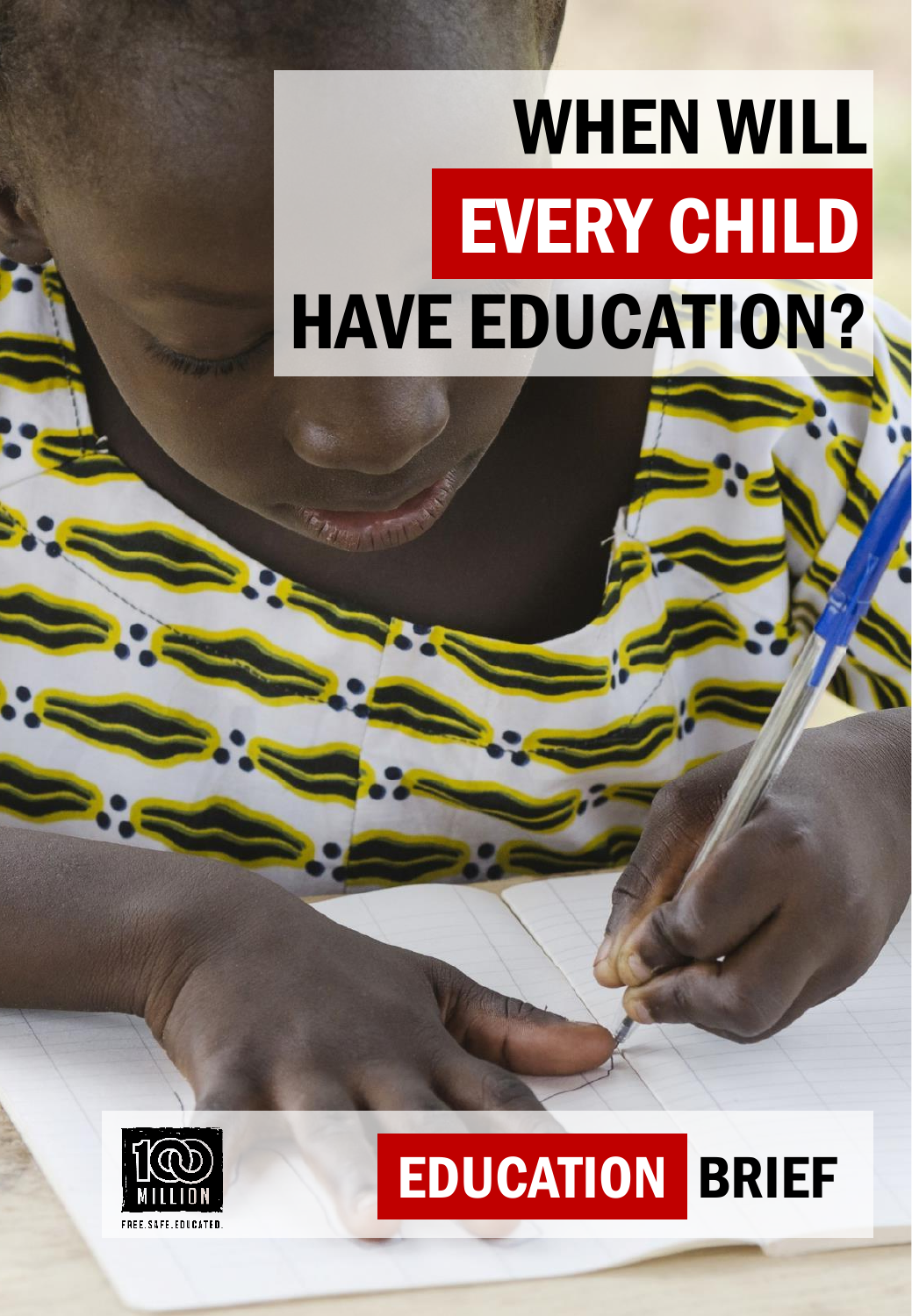# WHEN WILL EVERY CHILD HAVE EDUCATION?

100 MILLION

FREE. SAFE. EDUCATED.

**EDUCATION BRIEF**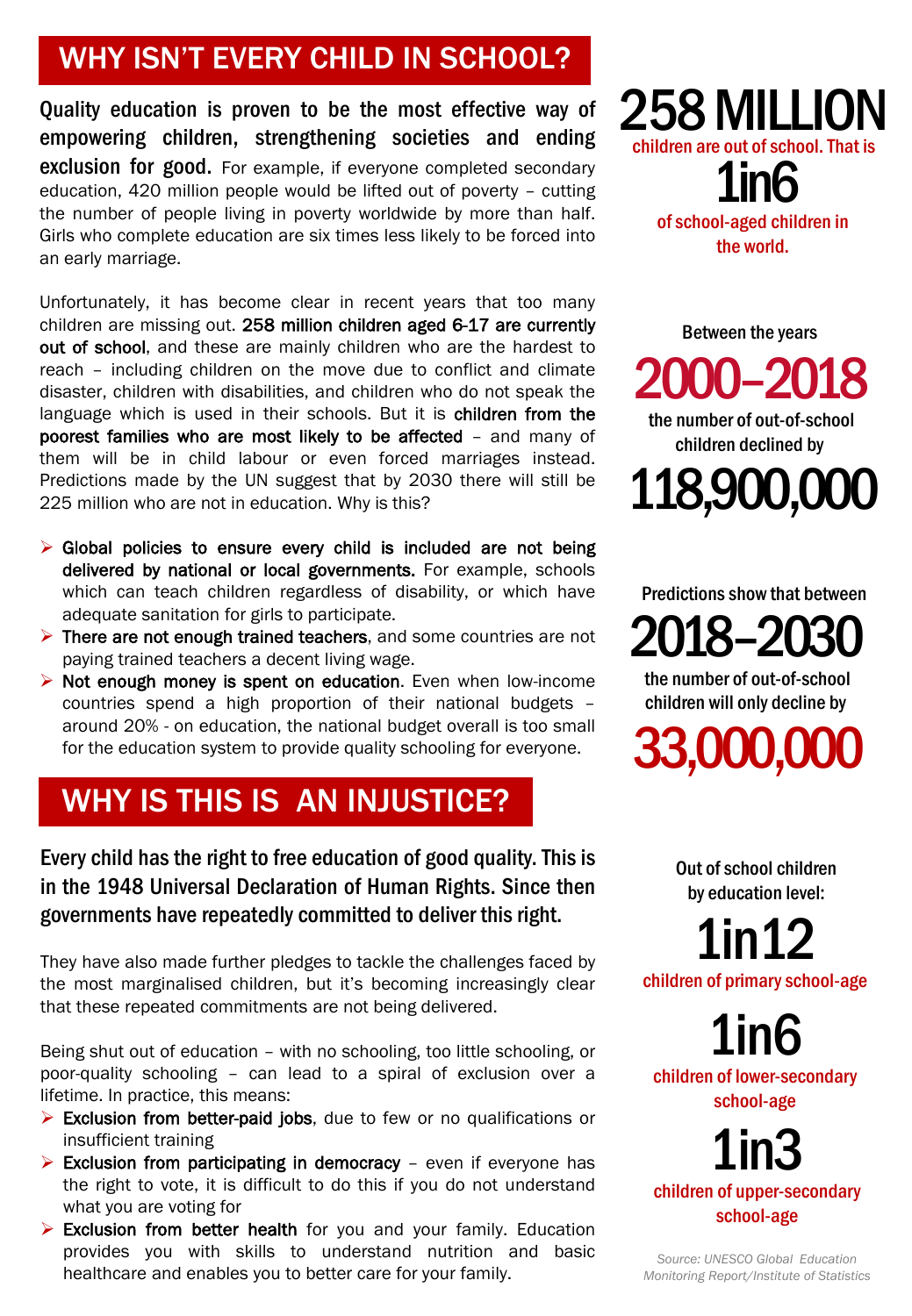## WHY ISN'T EVERY CHILD IN SCHOOL?

**Quality education is proven to be the most effective way of empowering children, strengthening societies and ending exclusion for good.** For example, if everyone completed secondary education, 420 million people would be lifted out of poverty – cutting the number of people living in poverty worldwide by more than half. Girls who complete education are six times less likely to be forced into an early marriage.

Unfortunately, it has become clear in recent years that too many children are missing out. **258 million children aged 6-17 are currently out of school**, and these are mainly children who are the hardest to reach – including children on the move due to conflict and climate disaster, children with disabilities, and children who do not speak the language which is used in their schools. But it is **children from the poorest families who are most likely to be affected** – and many of them will be in child labour or even forced marriages instead. Predictions made by the UN suggest that by 2030 there will still be 225 million who are not in education. Why is this?

- **Global policies to ensure every child is included are not being delivered by national or local governments.** For example, schools which can teach children regardless of disability, or which have adequate sanitation for girls to participate.
- **There are not enough trained teachers**, and some countries are not paying trained teachers a decent living wage.
- **Not enough money is spent on education**. Even when low-income countries spend a high proportion of their national budgets – around 20% - on education, the national budget overall is too small for the education system to provide quality schooling for everyone.

## WHY IS THIS IS AN INJUSTICE?

**Every child has the right to free education of good quality. This is in the 1948 Universal Declaration of Human Rights. Since then governments have repeatedly committed to deliver this right.**

They have also made further pledges to tackle the challenges faced by the most marginalised children, but it's becoming increasingly clear that these repeated commitments are not being delivered.

Being shut out of education – with no schooling, too little schooling, or poor-quality schooling – can lead to a spiral of exclusion over a lifetime. In practice, this means:

- **Exclusion from better-paid jobs**, due to few or no qualifications or insufficient training
- **Exclusion from participating in democracy** – even if everyone has the right to vote, it is difficult to do this if you do not understand what you are voting for
- **Exclusion from better health** for you and your family. Education provides you with skills to understand nutrition and basic healthcare and enables you to better care for your family.

**258 MILLION**
children are out of school. That is
**1in6**
of school-aged children in the world.

Between the years
**2000–2018**
the number of out-of-school children declined by
**118,900,000**

Predictions show that between
**2018–2030**
the number of out-of-school children will only decline by
**33,000,000**

Out of school children by education level:

**1in12**
children of primary school-age

**1in6**
children of lower-secondary school-age

**1in3**
children of upper-secondary school-age

*Source: UNESCO Global Education Monitoring Report/Institute of Statistics*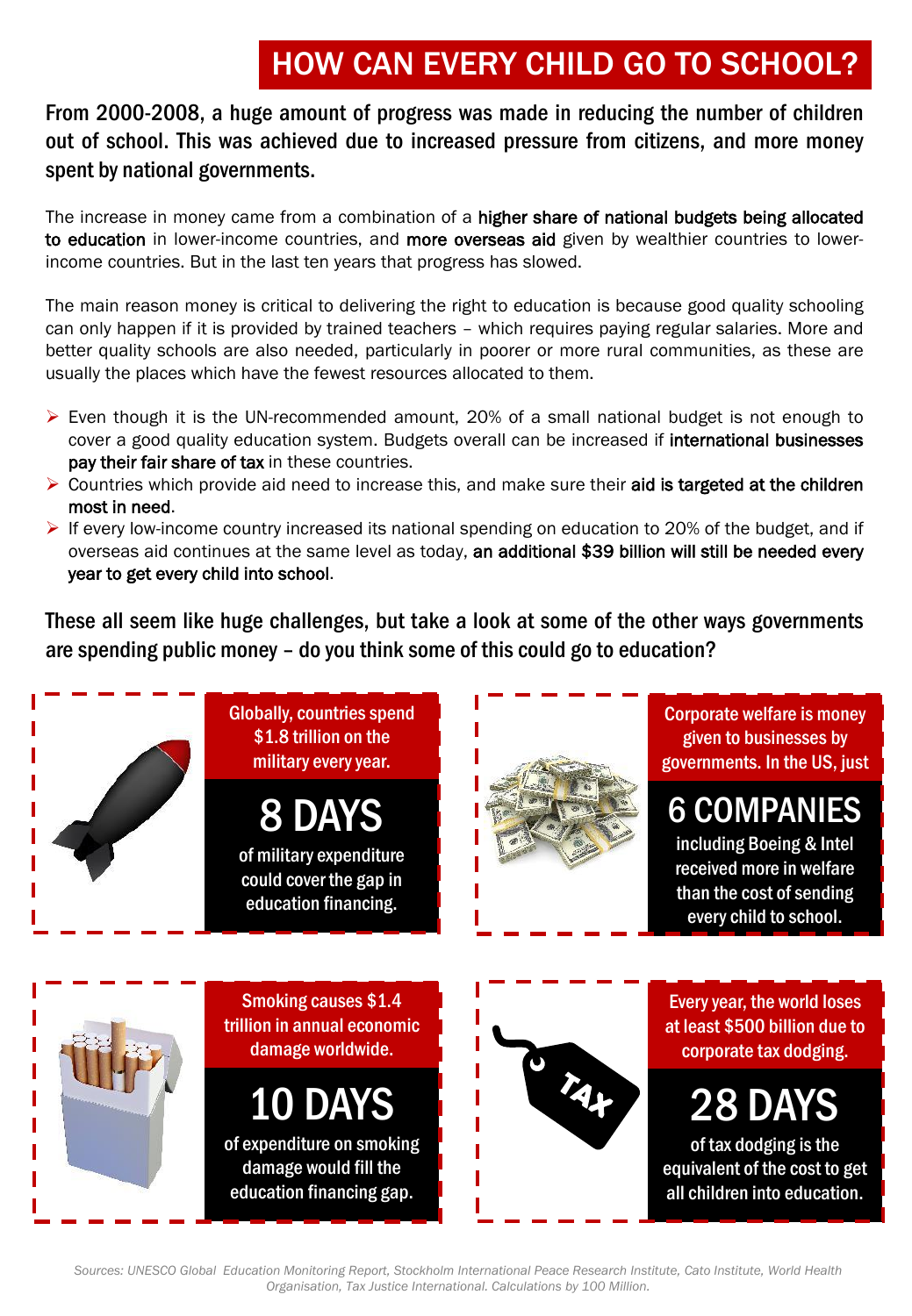# HOW CAN EVERY CHILD GO TO SCHOOL?

**From 2000-2008, a huge amount of progress was made in reducing the number of children out of school. This was achieved due to increased pressure from citizens, and more money spent by national governments.**

The increase in money came from a combination of a **higher share of national budgets being allocated to education** in lower-income countries, and **more overseas aid** given by wealthier countries to lower-income countries. But in the last ten years that progress has slowed.

The main reason money is critical to delivering the right to education is because good quality schooling can only happen if it is provided by trained teachers – which requires paying regular salaries. More and better quality schools are also needed, particularly in poorer or more rural communities, as these are usually the places which have the fewest resources allocated to them.

- Even though it is the UN-recommended amount, 20% of a small national budget is not enough to cover a good quality education system. Budgets overall can be increased if **international businesses pay their fair share of tax** in these countries.
- Countries which provide aid need to increase this, and make sure their **aid is targeted at the children most in need**.
- If every low-income country increased its national spending on education to 20% of the budget, and if overseas aid continues at the same level as today, **an additional $39 billion will still be needed every year to get every child into school**.

**These all seem like huge challenges, but take a look at some of the other ways governments are spending public money – do you think some of this could go to education?**

Globally, countries spend $1.8 trillion on the military every year.

**8 DAYS**

of military expenditure could cover the gap in education financing.

Corporate welfare is money given to businesses by governments. In the US, just

**6 COMPANIES**

including Boeing & Intel received more in welfare than the cost of sending every child to school.

Smoking causes $1.4 trillion in annual economic damage worldwide.

**10 DAYS**

of expenditure on smoking damage would fill the education financing gap.

Every year, the world loses at least $500 billion due to corporate tax dodging.

**28 DAYS**

of tax dodging is the equivalent of the cost to get all children into education.

*Sources: UNESCO Global Education Monitoring Report, Stockholm International Peace Research Institute, Cato Institute, World Health Organisation, Tax Justice International. Calculations by 100 Million.*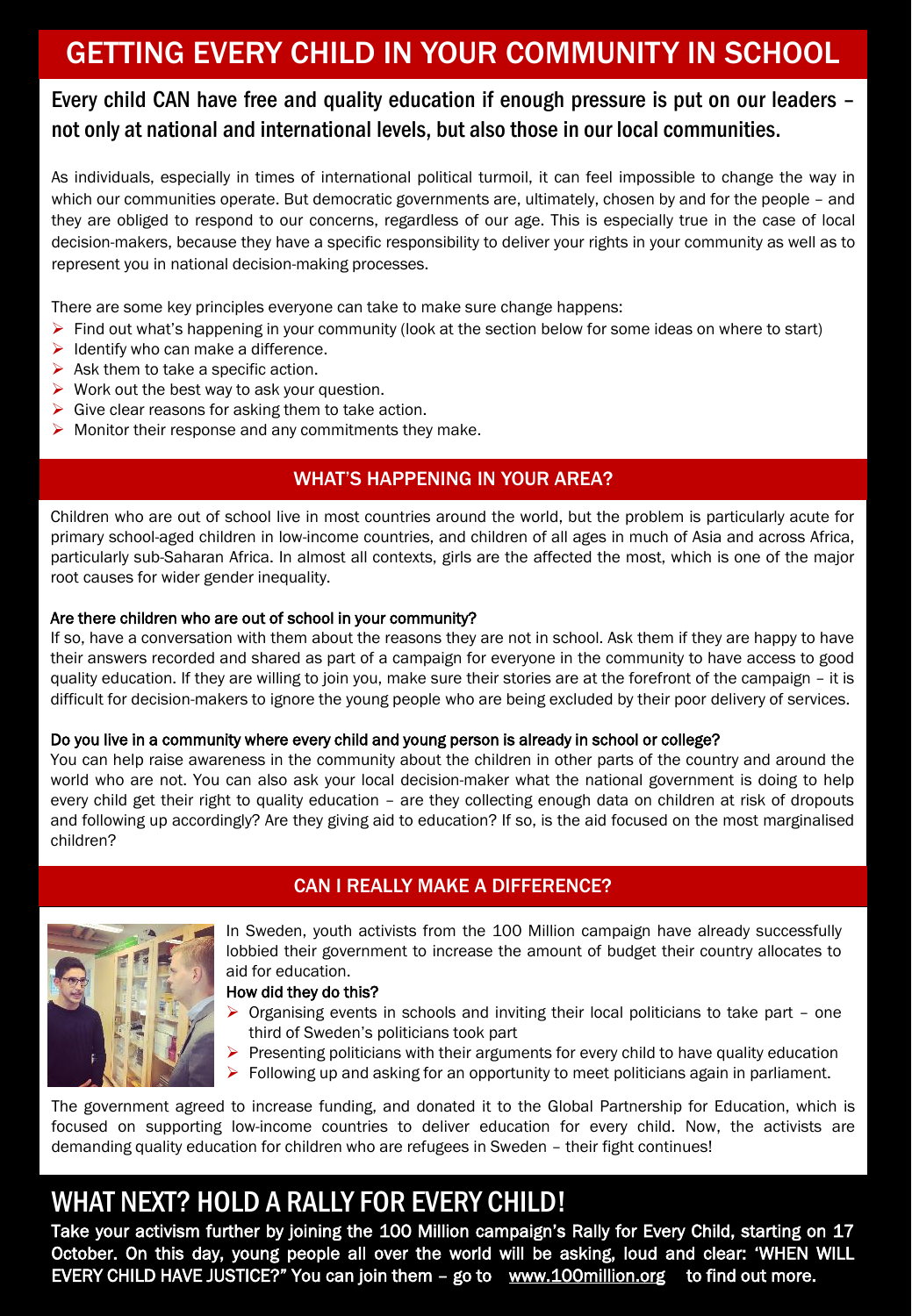# GETTING EVERY CHILD IN YOUR COMMUNITY IN SCHOOL

**Every child CAN have free and quality education if enough pressure is put on our leaders – not only at national and international levels, but also those in our local communities.**

As individuals, especially in times of international political turmoil, it can feel impossible to change the way in which our communities operate. But democratic governments are, ultimately, chosen by and for the people – and they are obliged to respond to our concerns, regardless of our age. This is especially true in the case of local decision-makers, because they have a specific responsibility to deliver your rights in your community as well as to represent you in national decision-making processes.

There are some key principles everyone can take to make sure change happens:

- Find out what's happening in your community (look at the section below for some ideas on where to start)
- Identify who can make a difference.
- Ask them to take a specific action.
- Work out the best way to ask your question.
- Give clear reasons for asking them to take action.
- Monitor their response and any commitments they make.

## WHAT'S HAPPENING IN YOUR AREA?

Children who are out of school live in most countries around the world, but the problem is particularly acute for primary school-aged children in low-income countries, and children of all ages in much of Asia and across Africa, particularly sub-Saharan Africa. In almost all contexts, girls are the affected the most, which is one of the major root causes for wider gender inequality.

**Are there children who are out of school in your community?**
If so, have a conversation with them about the reasons they are not in school. Ask them if they are happy to have their answers recorded and shared as part of a campaign for everyone in the community to have access to good quality education. If they are willing to join you, make sure their stories are at the forefront of the campaign – it is difficult for decision-makers to ignore the young people who are being excluded by their poor delivery of services.

**Do you live in a community where every child and young person is already in school or college?**
You can help raise awareness in the community about the children in other parts of the country and around the world who are not. You can also ask your local decision-maker what the national government is doing to help every child get their right to quality education – are they collecting enough data on children at risk of dropouts and following up accordingly? Are they giving aid to education? If so, is the aid focused on the most marginalised children?

## CAN I REALLY MAKE A DIFFERENCE?

In Sweden, youth activists from the 100 Million campaign have already successfully lobbied their government to increase the amount of budget their country allocates to aid for education.

**How did they do this?**

- Organising events in schools and inviting their local politicians to take part – one third of Sweden's politicians took part
- Presenting politicians with their arguments for every child to have quality education
- Following up and asking for an opportunity to meet politicians again in parliament.

The government agreed to increase funding, and donated it to the Global Partnership for Education, which is focused on supporting low-income countries to deliver education for every child. Now, the activists are demanding quality education for children who are refugees in Sweden – their fight continues!

## WHAT NEXT? HOLD A RALLY FOR EVERY CHILD!

**Take your activism further by joining the 100 Million campaign's Rally for Every Child, starting on 17 October. On this day, young people all over the world will be asking, loud and clear: 'WHEN WILL EVERY CHILD HAVE JUSTICE?" You can join them – go to www.100million.org to find out more.**